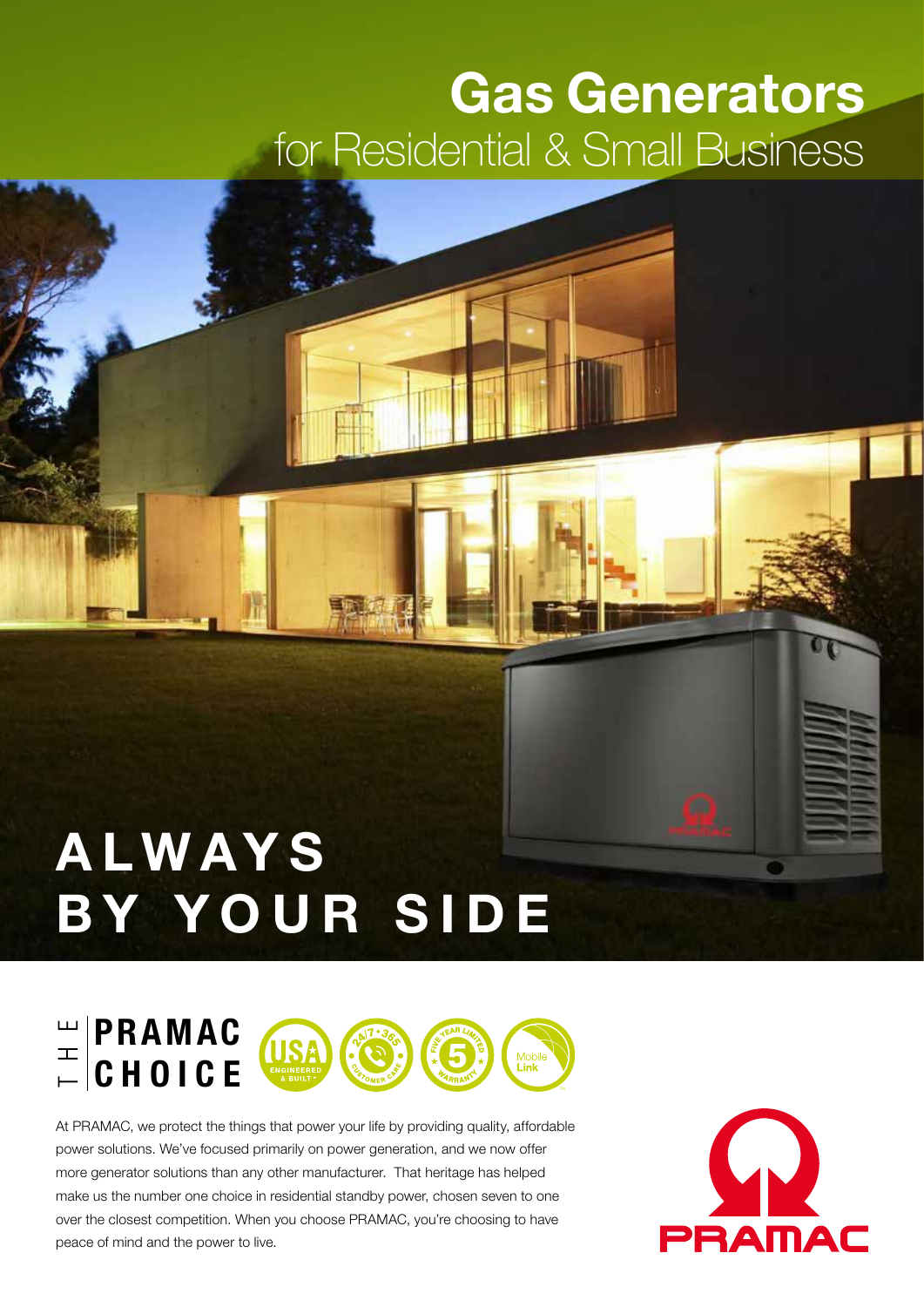# Gas Generators

## for Residential & Small Business

# ALWAYS BY YOUR SIDE

## THE PRAMAC CHOICE

USA ENGINEERED & BUILT · 24/7•365 CUSTOMER CARE · FIVE YEAR LIMITED 5 WARRANTY · Mobile Link

At PRAMAC, we protect the things that power your life by providing quality, affordable power solutions. We've focused primarily on power generation, and we now offer more generator solutions than any other manufacturer. That heritage has helped make us the number one choice in residential standby power, chosen seven to one over the closest competition. When you choose PRAMAC, you're choosing to have peace of mind and the power to live.

PRAMAC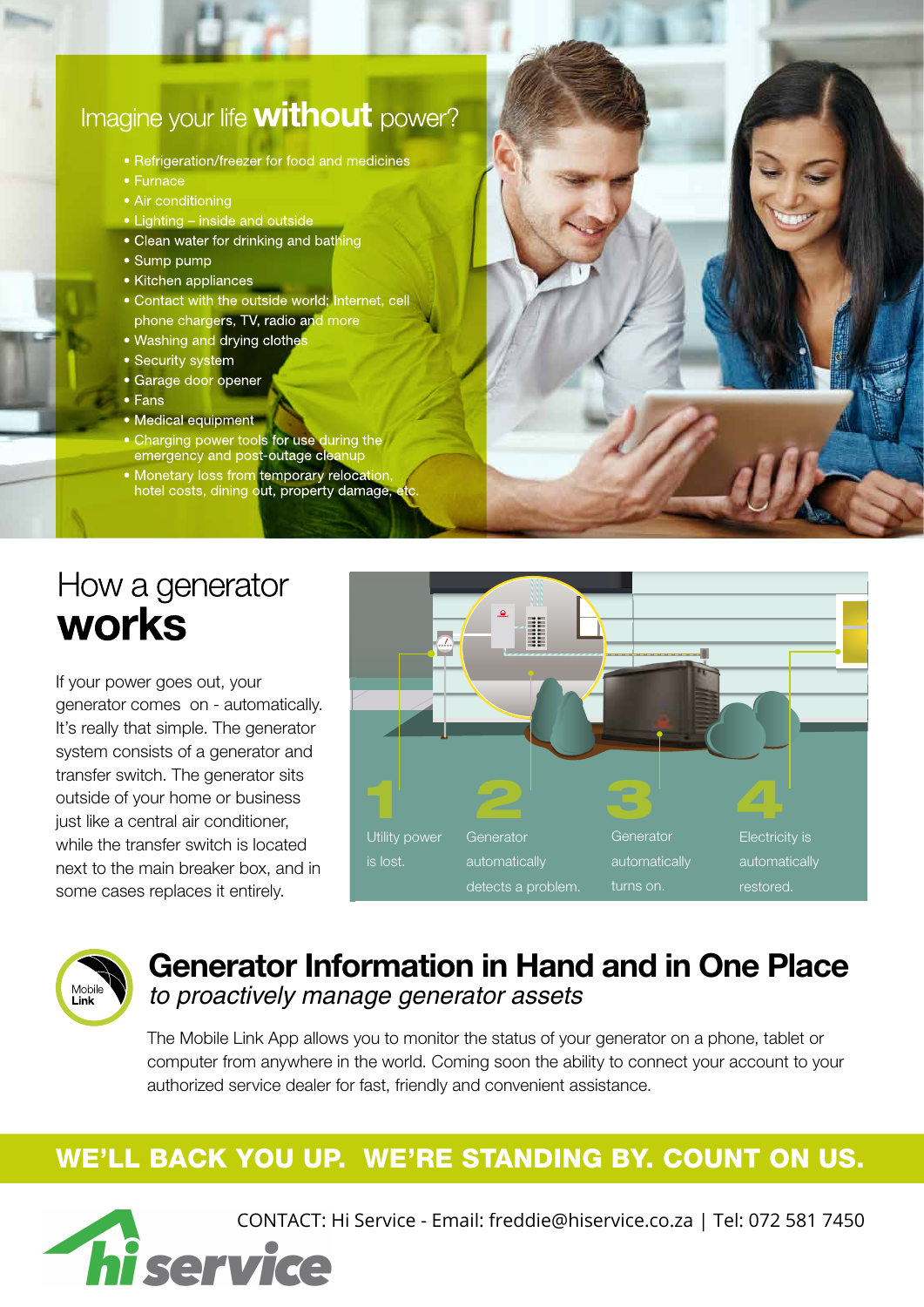## Imagine your life **without** power?

- Refrigeration/freezer for food and medicines
- Furnace
- Air conditioning
- Lighting – inside and outside
- Clean water for drinking and bathing
- Sump pump
- Kitchen appliances
- Contact with the outside world; Internet, cell phone chargers, TV, radio and more
- Washing and drying clothes
- Security system
- Garage door opener
- Fans
- Medical equipment
- Charging power tools for use during the emergency and post-outage cleanup
- Monetary loss from temporary relocation, hotel costs, dining out, property damage, etc.

## How a generator **works**

If your power goes out, your generator comes on - automatically. It's really that simple. The generator system consists of a generator and transfer switch. The generator sits outside of your home or business just like a central air conditioner, while the transfer switch is located next to the main breaker box, and in some cases replaces it entirely.

1 Utility power is lost.

2 Generator automatically detects a problem.

3 Generator automatically turns on.

4 Electricity is automatically restored.

Mobile Link

## Generator Information in Hand and in One Place

*to proactively manage generator assets*

The Mobile Link App allows you to monitor the status of your generator on a phone, tablet or computer from anywhere in the world. Coming soon the ability to connect your account to your authorized service dealer for fast, friendly and convenient assistance.

**WE'LL BACK YOU UP. WE'RE STANDING BY. COUNT ON US.**

CONTACT: Hi Service - Email: freddie@hiservice.co.za | Tel: 072 581 7450

hi service